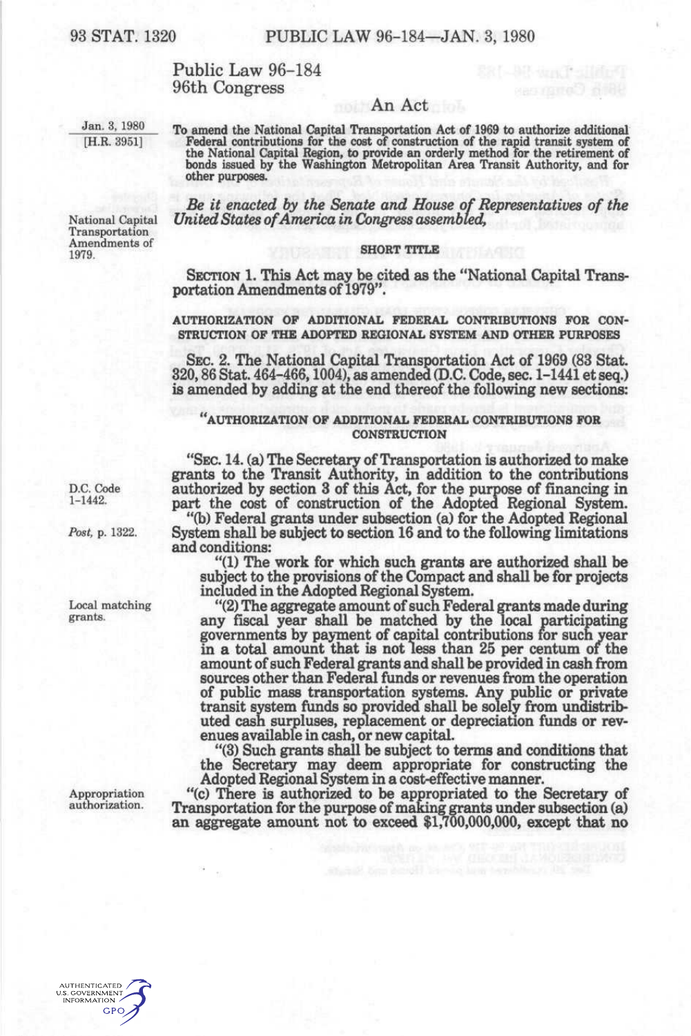Public Law 96-184
96th Congress

An Act

Jan. 3, 1980
[H.R. 3951]

To amend the National Capital Transportation Act of 1969 to authorize additional Federal contributions for the cost of construction of the rapid transit system of the National Capital Region, to provide an orderly method for the retirement of bonds issued by the Washington Metropolitan Area Transit Authority, and for other purposes.

*Be it enacted by the Senate and House of Representatives of the United States of America in Congress assembled,*

National Capital Transportation Amendments of 1979.

**SHORT TITLE**

SECTION 1. This Act may be cited as the "National Capital Transportation Amendments of 1979".

**AUTHORIZATION OF ADDITIONAL FEDERAL CONTRIBUTIONS FOR CONSTRUCTION OF THE ADOPTED REGIONAL SYSTEM AND OTHER PURPOSES**

SEC. 2. The National Capital Transportation Act of 1969 (83 Stat. 320, 86 Stat. 464-466, 1004), as amended (D.C. Code, sec. 1-1441 et seq.) is amended by adding at the end thereof the following new sections:

"AUTHORIZATION OF ADDITIONAL FEDERAL CONTRIBUTIONS FOR CONSTRUCTION

D.C. Code 1-1442.

"SEC. 14. (a) The Secretary of Transportation is authorized to make grants to the Transit Authority, in addition to the contributions authorized by section 3 of this Act, for the purpose of financing in part the cost of construction of the Adopted Regional System.

*Post*, p. 1322.

"(b) Federal grants under subsection (a) for the Adopted Regional System shall be subject to section 16 and to the following limitations and conditions:

"(1) The work for which such grants are authorized shall be subject to the provisions of the Compact and shall be for projects included in the Adopted Regional System.

Local matching grants.

"(2) The aggregate amount of such Federal grants made during any fiscal year shall be matched by the local participating governments by payment of capital contributions for such year in a total amount that is not less than 25 per centum of the amount of such Federal grants and shall be provided in cash from sources other than Federal funds or revenues from the operation of public mass transportation systems. Any public or private transit system funds so provided shall be solely from undistributed cash surpluses, replacement or depreciation funds or revenues available in cash, or new capital.

"(3) Such grants shall be subject to terms and conditions that the Secretary may deem appropriate for constructing the Adopted Regional System in a cost-effective manner.

Appropriation authorization.

"(c) There is authorized to be appropriated to the Secretary of Transportation for the purpose of making grants under subsection (a) an aggregate amount not to exceed $1,700,000,000, except that no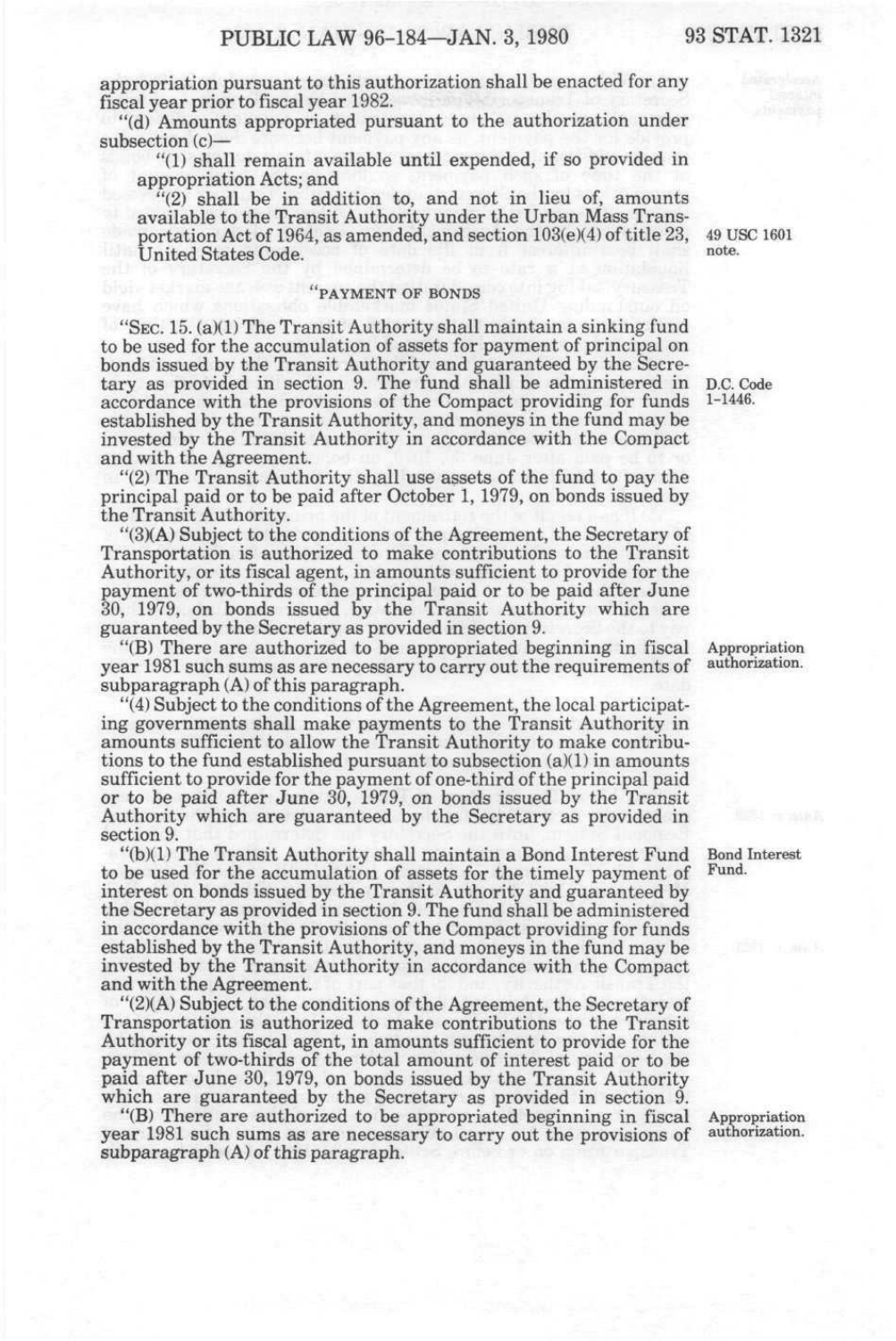appropriation pursuant to this authorization shall be enacted for any fiscal year prior to fiscal year 1982.

"(d) Amounts appropriated pursuant to the authorization under subsection (c)—

"(1) shall remain available until expended, if so provided in appropriation Acts; and

"(2) shall be in addition to, and not in lieu of, amounts available to the Transit Authority under the Urban Mass Transportation Act of 1964, as amended, and section 103(e)(4) of title 23, United States Code.

49 USC 1601 note.

"PAYMENT OF BONDS

"SEC. 15. (a)(1) The Transit Authority shall maintain a sinking fund to be used for the accumulation of assets for payment of principal on bonds issued by the Transit Authority and guaranteed by the Secretary as provided in section 9. The fund shall be administered in accordance with the provisions of the Compact providing for funds established by the Transit Authority, and moneys in the fund may be invested by the Transit Authority in accordance with the Compact and with the Agreement.

D.C. Code 1-1446.

"(2) The Transit Authority shall use assets of the fund to pay the principal paid or to be paid after October 1, 1979, on bonds issued by the Transit Authority.

"(3)(A) Subject to the conditions of the Agreement, the Secretary of Transportation is authorized to make contributions to the Transit Authority, or its fiscal agent, in amounts sufficient to provide for the payment of two-thirds of the principal paid or to be paid after June 30, 1979, on bonds issued by the Transit Authority which are guaranteed by the Secretary as provided in section 9.

"(B) There are authorized to be appropriated beginning in fiscal year 1981 such sums as are necessary to carry out the requirements of subparagraph (A) of this paragraph.

Appropriation authorization.

"(4) Subject to the conditions of the Agreement, the local participating governments shall make payments to the Transit Authority in amounts sufficient to allow the Transit Authority to make contributions to the fund established pursuant to subsection (a)(1) in amounts sufficient to provide for the payment of one-third of the principal paid or to be paid after June 30, 1979, on bonds issued by the Transit Authority which are guaranteed by the Secretary as provided in section 9.

"(b)(1) The Transit Authority shall maintain a Bond Interest Fund to be used for the accumulation of assets for the timely payment of interest on bonds issued by the Transit Authority and guaranteed by the Secretary as provided in section 9. The fund shall be administered in accordance with the provisions of the Compact providing for funds established by the Transit Authority, and moneys in the fund may be invested by the Transit Authority in accordance with the Compact and with the Agreement.

Bond Interest Fund.

"(2)(A) Subject to the conditions of the Agreement, the Secretary of Transportation is authorized to make contributions to the Transit Authority or its fiscal agent, in amounts sufficient to provide for the payment of two-thirds of the total amount of interest paid or to be paid after June 30, 1979, on bonds issued by the Transit Authority which are guaranteed by the Secretary as provided in section 9.

"(B) There are authorized to be appropriated beginning in fiscal year 1981 such sums as are necessary to carry out the provisions of subparagraph (A) of this paragraph.

Appropriation authorization.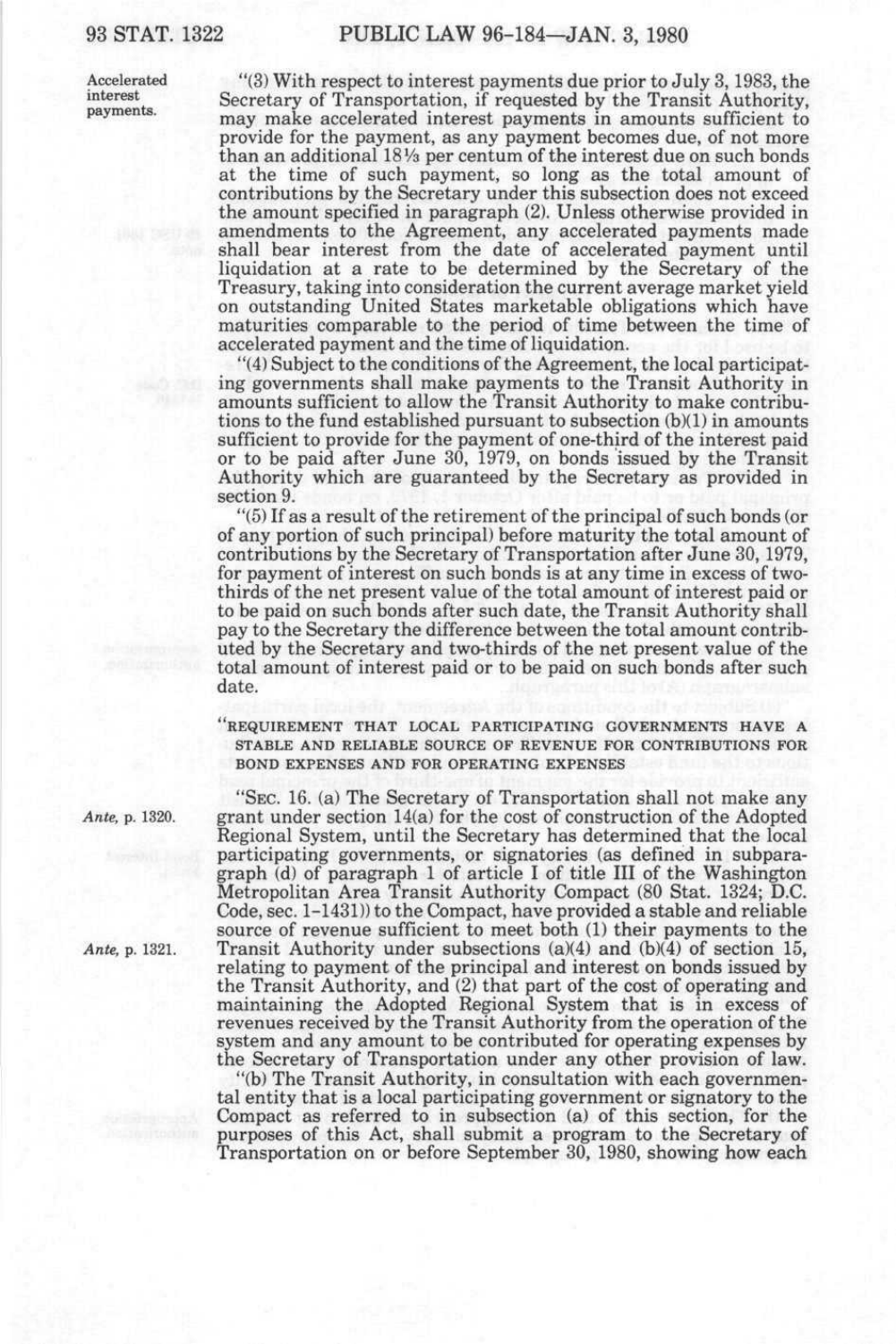Accelerated interest payments.

"(3) With respect to interest payments due prior to July 3, 1983, the Secretary of Transportation, if requested by the Transit Authority, may make accelerated interest payments in amounts sufficient to provide for the payment, as any payment becomes due, of not more than an additional 18⅓ per centum of the interest due on such bonds at the time of such payment, so long as the total amount of contributions by the Secretary under this subsection does not exceed the amount specified in paragraph (2). Unless otherwise provided in amendments to the Agreement, any accelerated payments made shall bear interest from the date of accelerated payment until liquidation at a rate to be determined by the Secretary of the Treasury, taking into consideration the current average market yield on outstanding United States marketable obligations which have maturities comparable to the period of time between the time of accelerated payment and the time of liquidation.

"(4) Subject to the conditions of the Agreement, the local participating governments shall make payments to the Transit Authority in amounts sufficient to allow the Transit Authority to make contributions to the fund established pursuant to subsection (b)(1) in amounts sufficient to provide for the payment of one-third of the interest paid or to be paid after June 30, 1979, on bonds issued by the Transit Authority which are guaranteed by the Secretary as provided in section 9.

"(5) If as a result of the retirement of the principal of such bonds (or of any portion of such principal) before maturity the total amount of contributions by the Secretary of Transportation after June 30, 1979, for payment of interest on such bonds is at any time in excess of two-thirds of the net present value of the total amount of interest paid or to be paid on such bonds after such date, the Transit Authority shall pay to the Secretary the difference between the total amount contributed by the Secretary and two-thirds of the net present value of the total amount of interest paid or to be paid on such bonds after such date.

"REQUIREMENT THAT LOCAL PARTICIPATING GOVERNMENTS HAVE A STABLE AND RELIABLE SOURCE OF REVENUE FOR CONTRIBUTIONS FOR BOND EXPENSES AND FOR OPERATING EXPENSES

"SEC. 16. (a) The Secretary of Transportation shall not make any grant under section 14(a) for the cost of construction of the Adopted Regional System, until the Secretary has determined that the local participating governments, or signatories (as defined in subparagraph (d) of paragraph 1 of article I of title III of the Washington Metropolitan Area Transit Authority Compact (80 Stat. 1324; D.C. Code, sec. 1-1431)) to the Compact, have provided a stable and reliable source of revenue sufficient to meet both (1) their payments to the Transit Authority under subsections (a)(4) and (b)(4) of section 15, relating to payment of the principal and interest on bonds issued by the Transit Authority, and (2) that part of the cost of operating and maintaining the Adopted Regional System that is in excess of revenues received by the Transit Authority from the operation of the system and any amount to be contributed for operating expenses by the Secretary of Transportation under any other provision of law.

*Ante*, p. 1320.

*Ante*, p. 1321.

"(b) The Transit Authority, in consultation with each governmental entity that is a local participating government or signatory to the Compact as referred to in subsection (a) of this section, for the purposes of this Act, shall submit a program to the Secretary of Transportation on or before September 30, 1980, showing how each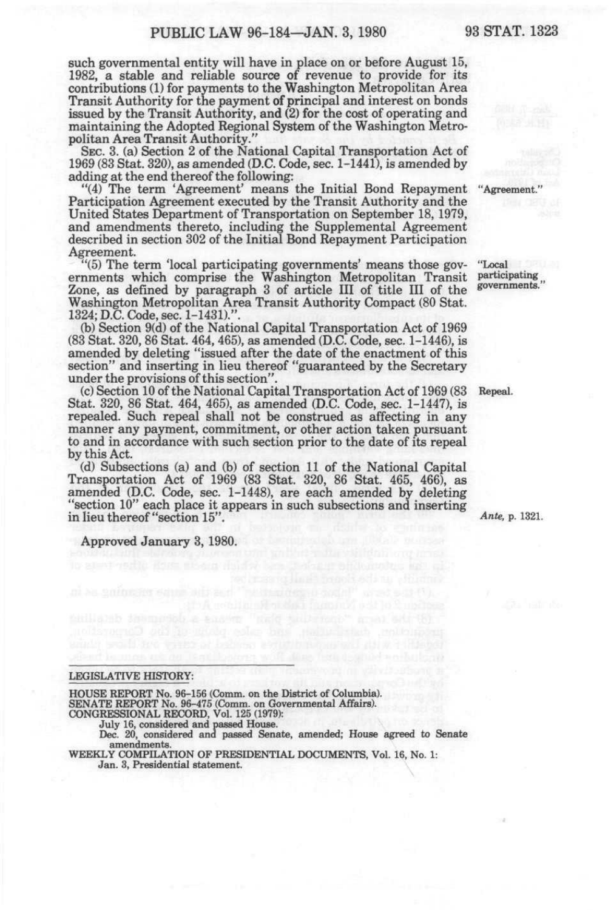such governmental entity will have in place on or before August 15, 1982, a stable and reliable source of revenue to provide for its contributions (1) for payments to the Washington Metropolitan Area Transit Authority for the payment of principal and interest on bonds issued by the Transit Authority, and (2) for the cost of operating and maintaining the Adopted Regional System of the Washington Metropolitan Area Transit Authority."

SEC. 3. (a) Section 2 of the National Capital Transportation Act of 1969 (83 Stat. 320), as amended (D.C. Code, sec. 1-1441), is amended by adding at the end thereof the following:

"(4) The term 'Agreement' means the Initial Bond Repayment Participation Agreement executed by the Transit Authority and the United States Department of Transportation on September 18, 1979, and amendments thereto, including the Supplemental Agreement described in section 302 of the Initial Bond Repayment Participation Agreement.

"Agreement."

"(5) The term 'local participating governments' means those governments which comprise the Washington Metropolitan Transit Zone, as defined by paragraph 3 of article III of title III of the Washington Metropolitan Area Transit Authority Compact (80 Stat. 1324; D.C. Code, sec. 1-1431).".

"Local participating governments."

(b) Section 9(d) of the National Capital Transportation Act of 1969 (83 Stat. 320, 86 Stat. 464, 465), as amended (D.C. Code, sec. 1-1446), is amended by deleting "issued after the date of the enactment of this section" and inserting in lieu thereof "guaranteed by the Secretary under the provisions of this section".

(c) Section 10 of the National Capital Transportation Act of 1969 (83 Stat. 320, 86 Stat. 464, 465), as amended (D.C. Code, sec. 1-1447), is repealed. Such repeal shall not be construed as affecting in any manner any payment, commitment, or other action taken pursuant to and in accordance with such section prior to the date of its repeal by this Act.

Repeal.

(d) Subsections (a) and (b) of section 11 of the National Capital Transportation Act of 1969 (83 Stat. 320, 86 Stat. 465, 466), as amended (D.C. Code, sec. 1-1448), are each amended by deleting "section 10" each place it appears in such subsections and inserting in lieu thereof "section 15".

*Ante*, p. 1321.

Approved January 3, 1980.

---

LEGISLATIVE HISTORY:

HOUSE REPORT No. 96-156 (Comm. on the District of Columbia).
SENATE REPORT No. 96-475 (Comm. on Governmental Affairs).
CONGRESSIONAL RECORD, Vol. 125 (1979):
July 16, considered and passed House.
Dec. 20, considered and passed Senate, amended; House agreed to Senate amendments.
WEEKLY COMPILATION OF PRESIDENTIAL DOCUMENTS, Vol. 16, No. 1:
Jan. 3, Presidential statement.